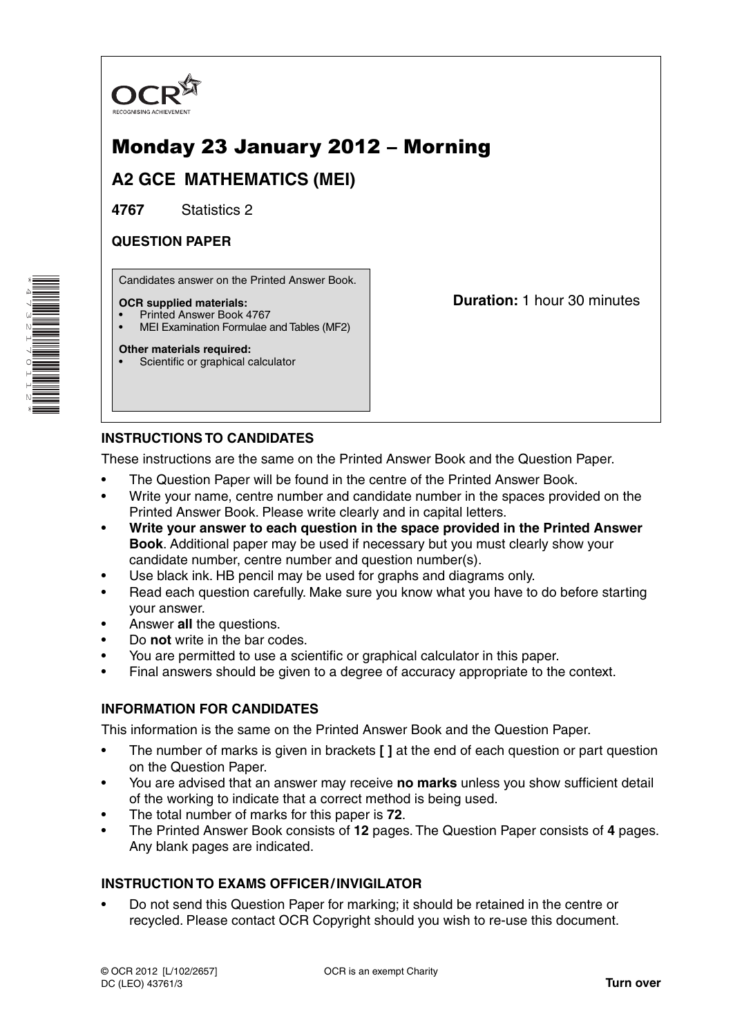OCR

RECOGNISING ACHIEVEMENT

# Monday 23 January 2012 – Morning

## A2 GCE MATHEMATICS (MEI)

**4767** Statistics 2

**QUESTION PAPER**

Candidates answer on the Printed Answer Book.

**OCR supplied materials:**
- Printed Answer Book 4767
- MEI Examination Formulae and Tables (MF2)

**Other materials required:**
- Scientific or graphical calculator

**Duration:** 1 hour 30 minutes

### INSTRUCTIONS TO CANDIDATES

These instructions are the same on the Printed Answer Book and the Question Paper.

- The Question Paper will be found in the centre of the Printed Answer Book.
- Write your name, centre number and candidate number in the spaces provided on the Printed Answer Book. Please write clearly and in capital letters.
- **Write your answer to each question in the space provided in the Printed Answer Book**. Additional paper may be used if necessary but you must clearly show your candidate number, centre number and question number(s).
- Use black ink. HB pencil may be used for graphs and diagrams only.
- Read each question carefully. Make sure you know what you have to do before starting your answer.
- Answer **all** the questions.
- Do **not** write in the bar codes.
- You are permitted to use a scientific or graphical calculator in this paper.
- Final answers should be given to a degree of accuracy appropriate to the context.

### INFORMATION FOR CANDIDATES

This information is the same on the Printed Answer Book and the Question Paper.

- The number of marks is given in brackets **[ ]** at the end of each question or part question on the Question Paper.
- You are advised that an answer may receive **no marks** unless you show sufficient detail of the working to indicate that a correct method is being used.
- The total number of marks for this paper is **72**.
- The Printed Answer Book consists of **12** pages. The Question Paper consists of **4** pages. Any blank pages are indicated.

### INSTRUCTION TO EXAMS OFFICER / INVIGILATOR

- Do not send this Question Paper for marking; it should be retained in the centre or recycled. Please contact OCR Copyright should you wish to re-use this document.

© OCR 2012 [L/102/2657]
DC (LEO) 43761/3

OCR is an exempt Charity

**Turn over**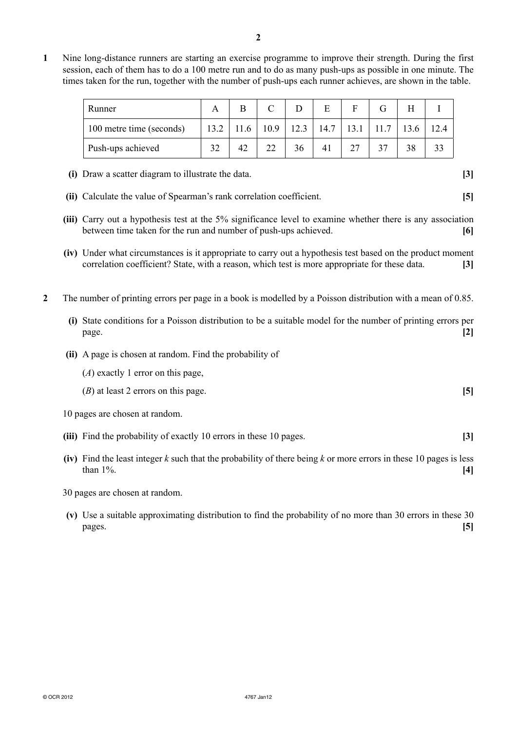**1** Nine long-distance runners are starting an exercise programme to improve their strength. During the first session, each of them has to do a 100 metre run and to do as many push-ups as possible in one minute. The times taken for the run, together with the number of push-ups each runner achieves, are shown in the table.

| Runner | A | B | C | D | E | F | G | H | I |
|---|---|---|---|---|---|---|---|---|---|
| 100 metre time (seconds) | 13.2 | 11.6 | 10.9 | 12.3 | 14.7 | 13.1 | 11.7 | 13.6 | 12.4 |
| Push-ups achieved | 32 | 42 | 22 | 36 | 41 | 27 | 37 | 38 | 33 |

**(i)** Draw a scatter diagram to illustrate the data. **[3]**

**(ii)** Calculate the value of Spearman's rank correlation coefficient. **[5]**

**(iii)** Carry out a hypothesis test at the 5% significance level to examine whether there is any association between time taken for the run and number of push-ups achieved. **[6]**

**(iv)** Under what circumstances is it appropriate to carry out a hypothesis test based on the product moment correlation coefficient? State, with a reason, which test is more appropriate for these data. **[3]**

**2** The number of printing errors per page in a book is modelled by a Poisson distribution with a mean of 0.85.

**(i)** State conditions for a Poisson distribution to be a suitable model for the number of printing errors per page. **[2]**

**(ii)** A page is chosen at random. Find the probability of

($A$) exactly 1 error on this page,

($B$) at least 2 errors on this page. **[5]**

10 pages are chosen at random.

**(iii)** Find the probability of exactly 10 errors in these 10 pages. **[3]**

**(iv)** Find the least integer $k$ such that the probability of there being $k$ or more errors in these 10 pages is less than 1%. **[4]**

30 pages are chosen at random.

**(v)** Use a suitable approximating distribution to find the probability of no more than 30 errors in these 30 pages. **[5]**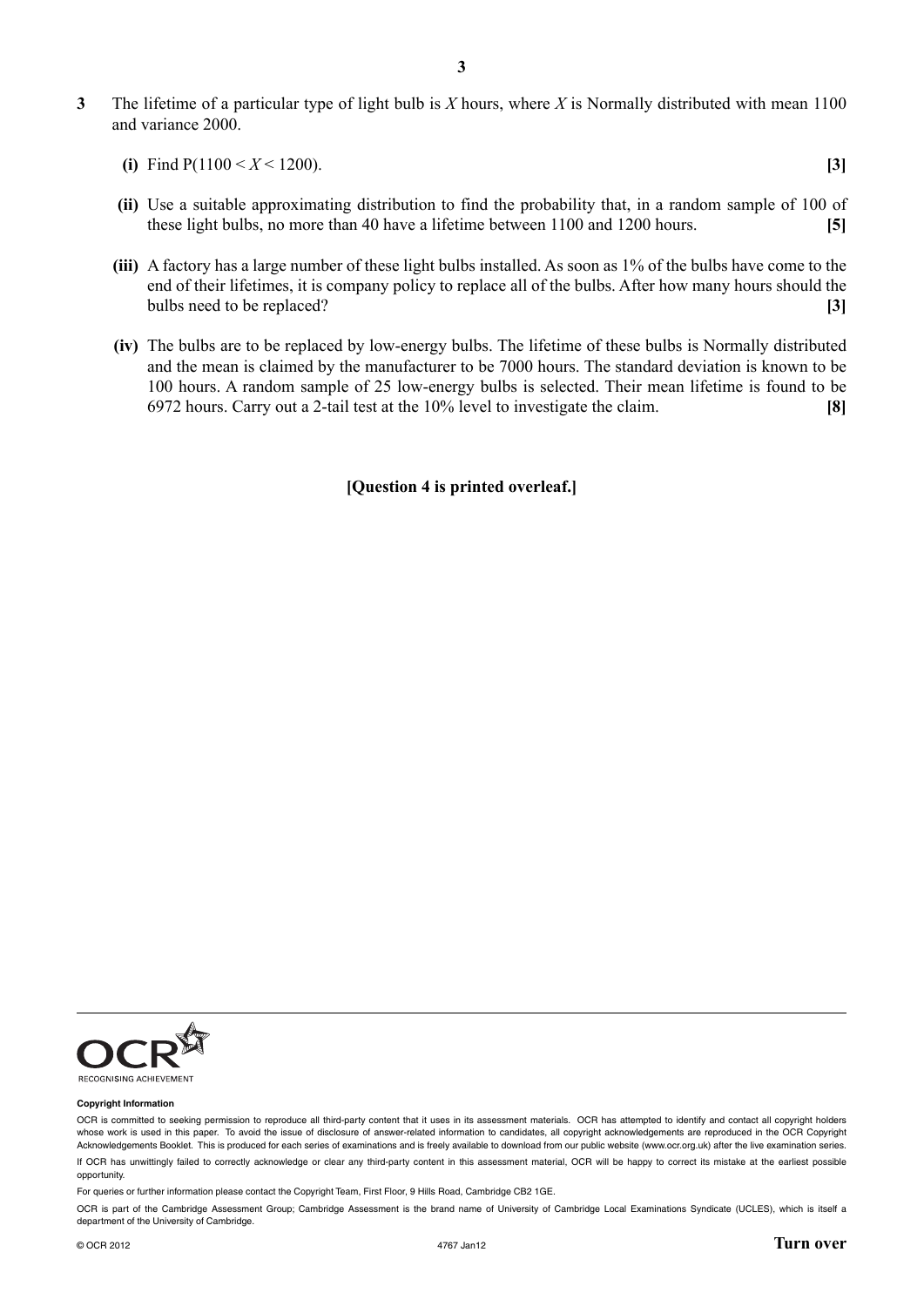**3** The lifetime of a particular type of light bulb is $X$ hours, where $X$ is Normally distributed with mean 1100 and variance 2000.

**(i)** Find $\mathrm{P}(1100 < X < 1200)$. **[3]**

**(ii)** Use a suitable approximating distribution to find the probability that, in a random sample of 100 of these light bulbs, no more than 40 have a lifetime between 1100 and 1200 hours. **[5]**

**(iii)** A factory has a large number of these light bulbs installed. As soon as 1% of the bulbs have come to the end of their lifetimes, it is company policy to replace all of the bulbs. After how many hours should the bulbs need to be replaced? **[3]**

**(iv)** The bulbs are to be replaced by low-energy bulbs. The lifetime of these bulbs is Normally distributed and the mean is claimed by the manufacturer to be 7000 hours. The standard deviation is known to be 100 hours. A random sample of 25 low-energy bulbs is selected. Their mean lifetime is found to be 6972 hours. Carry out a 2-tail test at the 10% level to investigate the claim. **[8]**

**[Question 4 is printed overleaf.]**

**Copyright Information**

OCR is committed to seeking permission to reproduce all third-party content that it uses in its assessment materials. OCR has attempted to identify and contact all copyright holders whose work is used in this paper. To avoid the issue of disclosure of answer-related information to candidates, all copyright acknowledgements are reproduced in the OCR Copyright Acknowledgements Booklet. This is produced for each series of examinations and is freely available to download from our public website (www.ocr.org.uk) after the live examination series.

If OCR has unwittingly failed to correctly acknowledge or clear any third-party content in this assessment material, OCR will be happy to correct its mistake at the earliest possible opportunity.

For queries or further information please contact the Copyright Team, First Floor, 9 Hills Road, Cambridge CB2 1GE.

OCR is part of the Cambridge Assessment Group; Cambridge Assessment is the brand name of University of Cambridge Local Examinations Syndicate (UCLES), which is itself a department of the University of Cambridge.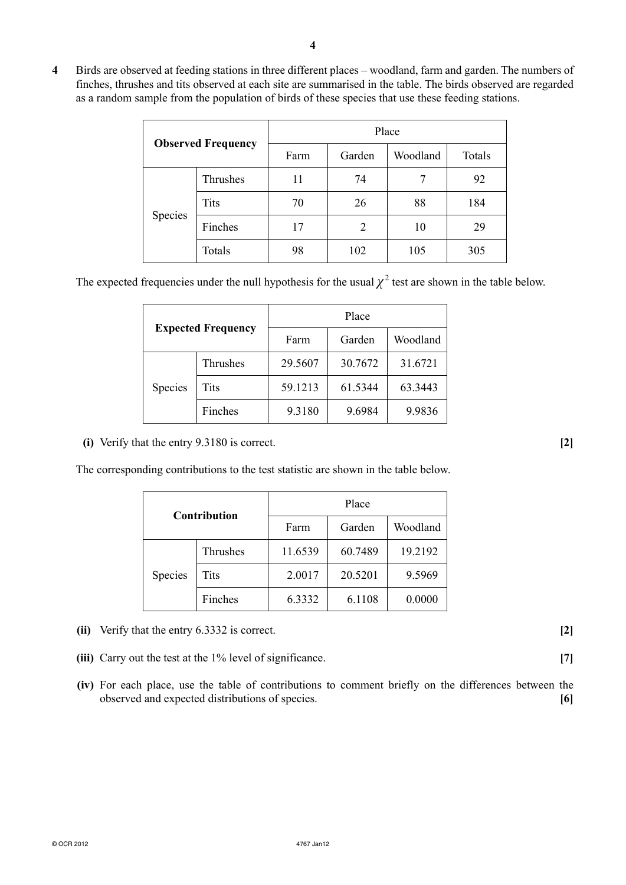**4** Birds are observed at feeding stations in three different places – woodland, farm and garden. The numbers of finches, thrushes and tits observed at each site are summarised in the table. The birds observed are regarded as a random sample from the population of birds of these species that use these feeding stations.

| **Observed Frequency** | | Place | | | |
|---|---|---|---|---|---|
| | | Farm | Garden | Woodland | Totals |
| Species | Thrushes | 11 | 74 | 7 | 92 |
| | Tits | 70 | 26 | 88 | 184 |
| | Finches | 17 | 2 | 10 | 29 |
| | Totals | 98 | 102 | 105 | 305 |

The expected frequencies under the null hypothesis for the usual $\chi^2$ test are shown in the table below.

| **Expected Frequency** | | Place | | |
|---|---|---|---|---|
| | | Farm | Garden | Woodland |
| Species | Thrushes | 29.5607 | 30.7672 | 31.6721 |
| | Tits | 59.1213 | 61.5344 | 63.3443 |
| | Finches | 9.3180 | 9.6984 | 9.9836 |

**(i)** Verify that the entry 9.3180 is correct. **[2]**

The corresponding contributions to the test statistic are shown in the table below.

| **Contribution** | | Place | | |
|---|---|---|---|---|
| | | Farm | Garden | Woodland |
| Species | Thrushes | 11.6539 | 60.7489 | 19.2192 |
| | Tits | 2.0017 | 20.5201 | 9.5969 |
| | Finches | 6.3332 | 6.1108 | 0.0000 |

**(ii)** Verify that the entry 6.3332 is correct. **[2]**

**(iii)** Carry out the test at the 1% level of significance. **[7]**

**(iv)** For each place, use the table of contributions to comment briefly on the differences between the observed and expected distributions of species. **[6]**